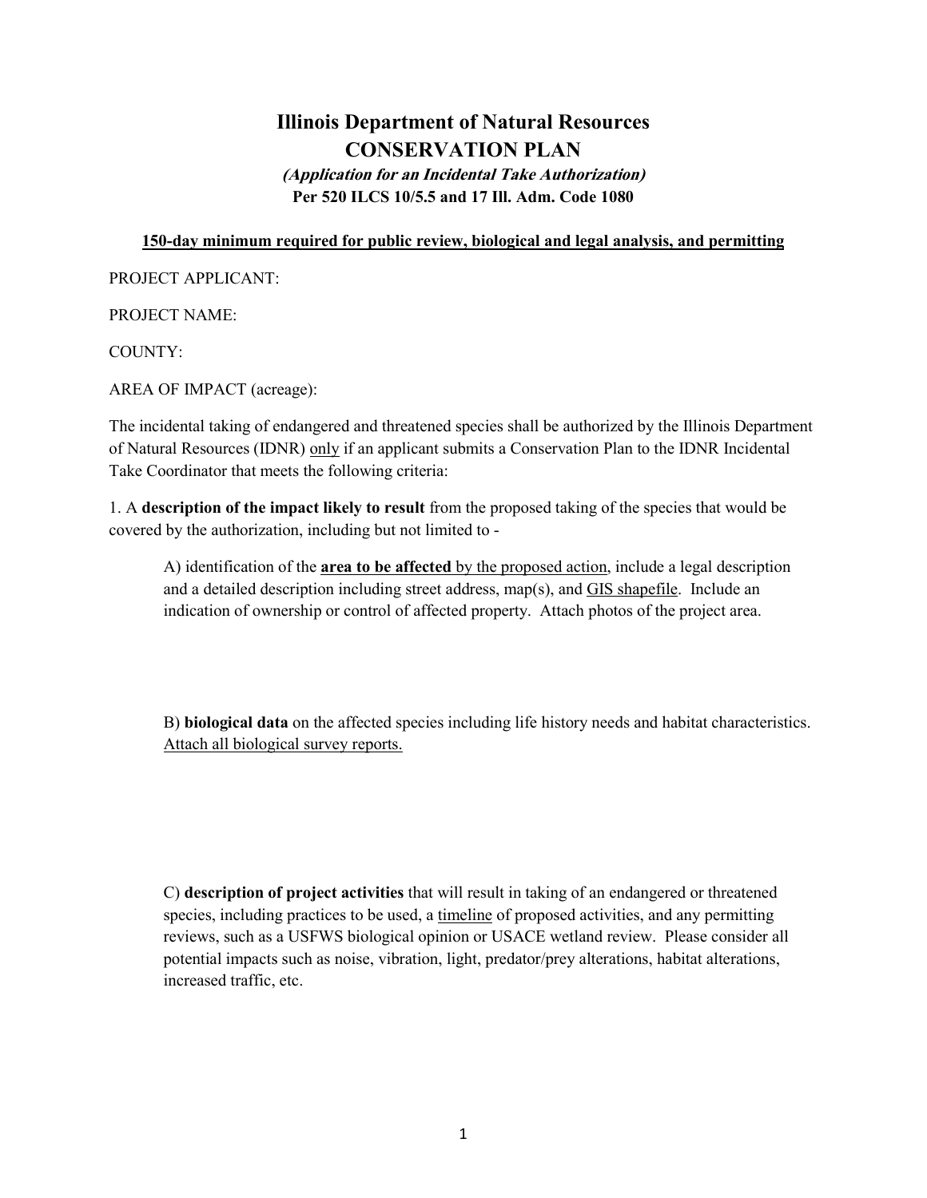# Illinois Department of Natural Resources
# CONSERVATION PLAN

***(Application for an Incidental Take Authorization)***

**Per 520 ILCS 10/5.5 and 17 Ill. Adm. Code 1080**

**<u>150-day minimum required for public review, biological and legal analysis, and permitting</u>**

PROJECT APPLICANT:

PROJECT NAME:

COUNTY:

AREA OF IMPACT (acreage):

The incidental taking of endangered and threatened species shall be authorized by the Illinois Department of Natural Resources (IDNR) <u>only</u> if an applicant submits a Conservation Plan to the IDNR Incidental Take Coordinator that meets the following criteria:

1. A **description of the impact likely to result** from the proposed taking of the species that would be covered by the authorization, including but not limited to -

   A) identification of the **<u>area to be affected</u>** <u>by the proposed action</u>, include a legal description and a detailed description including street address, map(s), and <u>GIS shapefile</u>. Include an indication of ownership or control of affected property. Attach photos of the project area.

   B) **biological data** on the affected species including life history needs and habitat characteristics. <u>Attach all biological survey reports.</u>

   C) **description of project activities** that will result in taking of an endangered or threatened species, including practices to be used, a <u>timeline</u> of proposed activities, and any permitting reviews, such as a USFWS biological opinion or USACE wetland review. Please consider all potential impacts such as noise, vibration, light, predator/prey alterations, habitat alterations, increased traffic, etc.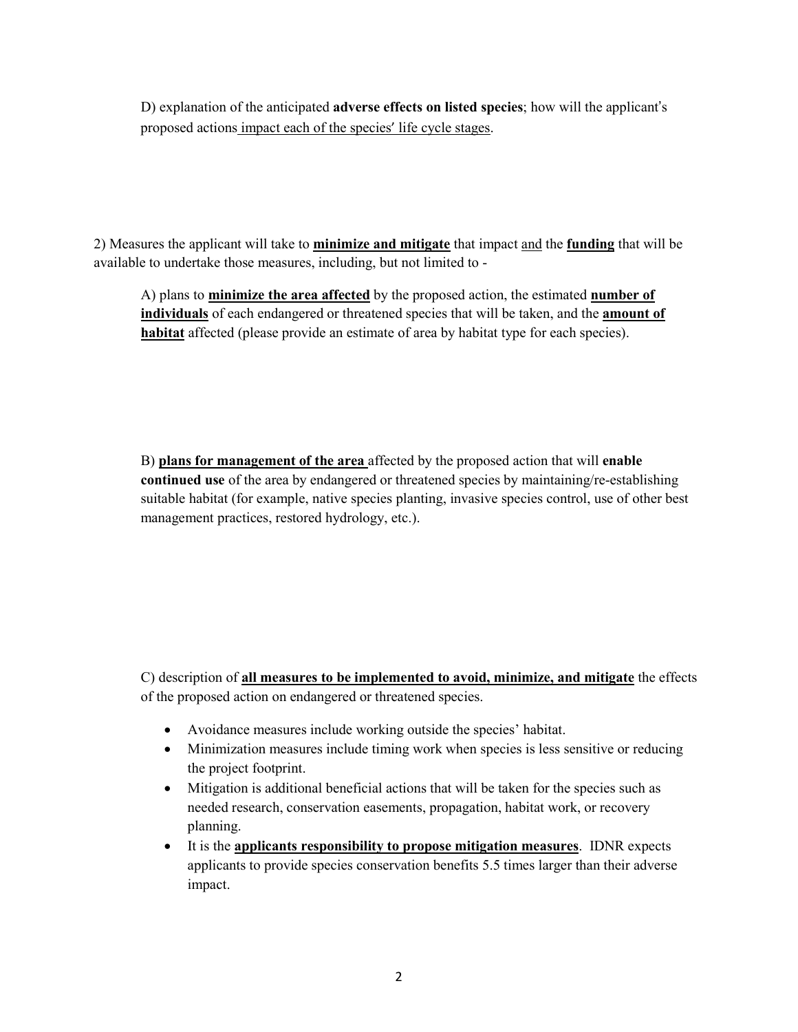D) explanation of the anticipated **adverse effects on listed species**; how will the applicant's proposed actions impact each of the species' life cycle stages.

2) Measures the applicant will take to **minimize and mitigate** that impact and the **funding** that will be available to undertake those measures, including, but not limited to -

A) plans to **minimize the area affected** by the proposed action, the estimated **number of individuals** of each endangered or threatened species that will be taken, and the **amount of habitat** affected (please provide an estimate of area by habitat type for each species).

B) **plans for management of the area** affected by the proposed action that will **enable continued use** of the area by endangered or threatened species by maintaining/re-establishing suitable habitat (for example, native species planting, invasive species control, use of other best management practices, restored hydrology, etc.).

C) description of **all measures to be implemented to avoid, minimize, and mitigate** the effects of the proposed action on endangered or threatened species.

- Avoidance measures include working outside the species' habitat.
- Minimization measures include timing work when species is less sensitive or reducing the project footprint.
- Mitigation is additional beneficial actions that will be taken for the species such as needed research, conservation easements, propagation, habitat work, or recovery planning.
- It is the **applicants responsibility to propose mitigation measures**. IDNR expects applicants to provide species conservation benefits 5.5 times larger than their adverse impact.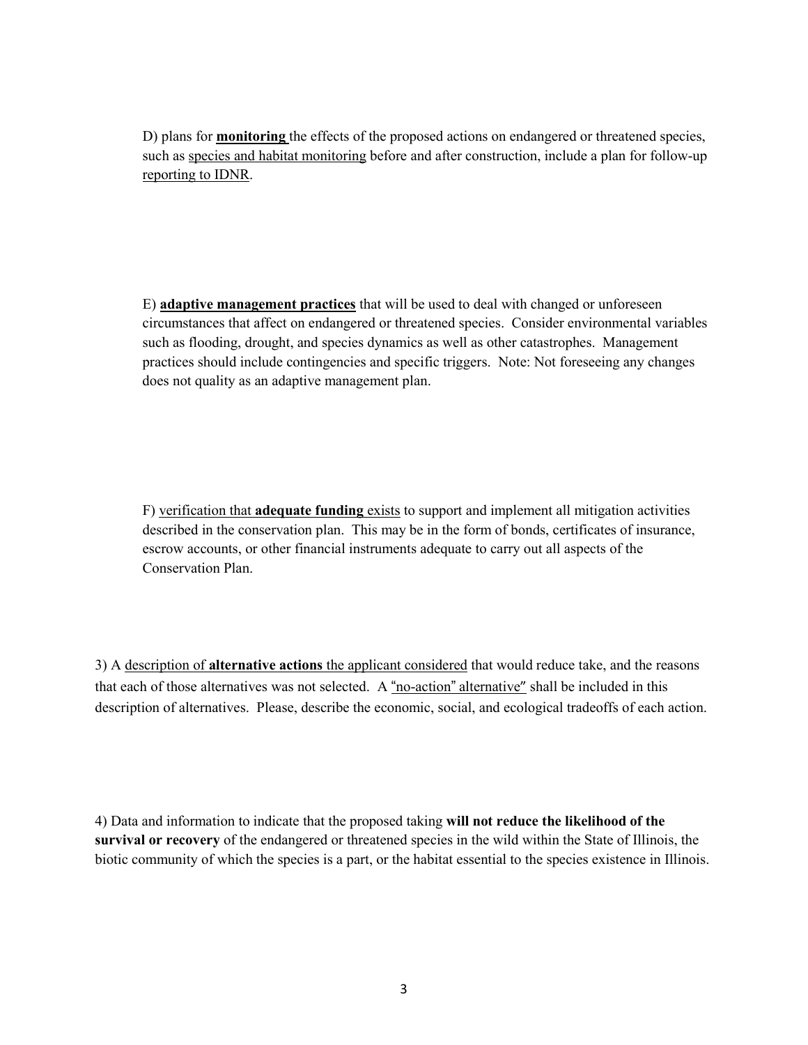D) plans for **monitoring** the effects of the proposed actions on endangered or threatened species, such as species and habitat monitoring before and after construction, include a plan for follow-up reporting to IDNR.

E) **adaptive management practices** that will be used to deal with changed or unforeseen circumstances that affect on endangered or threatened species. Consider environmental variables such as flooding, drought, and species dynamics as well as other catastrophes. Management practices should include contingencies and specific triggers. Note: Not foreseeing any changes does not quality as an adaptive management plan.

F) verification that **adequate funding** exists to support and implement all mitigation activities described in the conservation plan. This may be in the form of bonds, certificates of insurance, escrow accounts, or other financial instruments adequate to carry out all aspects of the Conservation Plan.

3) A description of **alternative actions** the applicant considered that would reduce take, and the reasons that each of those alternatives was not selected. A "no-action" alternative" shall be included in this description of alternatives. Please, describe the economic, social, and ecological tradeoffs of each action.

4) Data and information to indicate that the proposed taking **will not reduce the likelihood of the survival or recovery** of the endangered or threatened species in the wild within the State of Illinois, the biotic community of which the species is a part, or the habitat essential to the species existence in Illinois.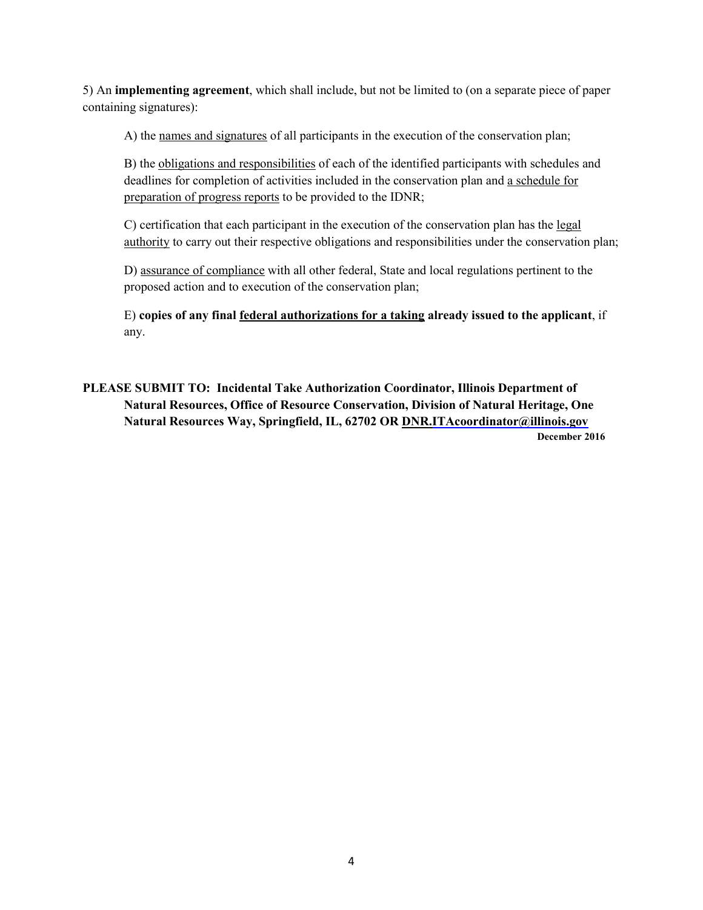5) An **implementing agreement**, which shall include, but not be limited to (on a separate piece of paper containing signatures):

A) the names and signatures of all participants in the execution of the conservation plan;

B) the obligations and responsibilities of each of the identified participants with schedules and deadlines for completion of activities included in the conservation plan and a schedule for preparation of progress reports to be provided to the IDNR;

C) certification that each participant in the execution of the conservation plan has the legal authority to carry out their respective obligations and responsibilities under the conservation plan;

D) assurance of compliance with all other federal, State and local regulations pertinent to the proposed action and to execution of the conservation plan;

E) **copies of any final federal authorizations for a taking already issued to the applicant**, if any.

**PLEASE SUBMIT TO: Incidental Take Authorization Coordinator, Illinois Department of Natural Resources, Office of Resource Conservation, Division of Natural Heritage, One Natural Resources Way, Springfield, IL, 62702 OR DNR.ITAcoordinator@illinois.gov**

**December 2016**